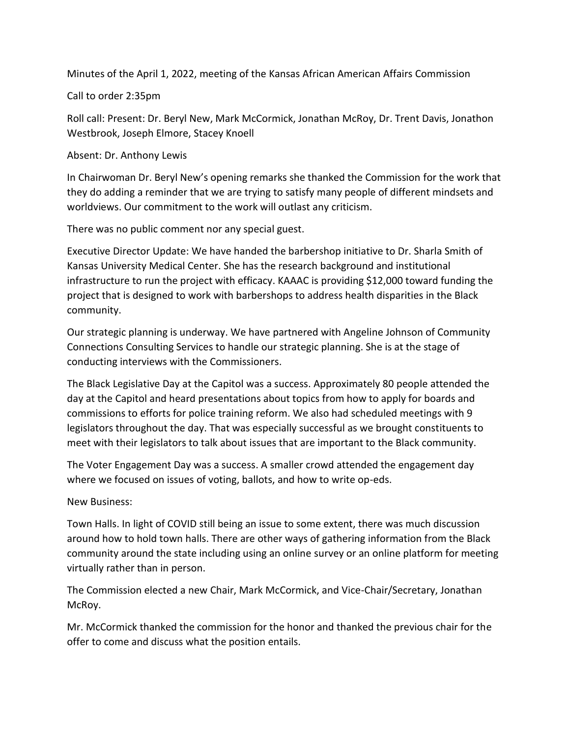Minutes of the April 1, 2022, meeting of the Kansas African American Affairs Commission

Call to order 2:35pm

Roll call: Present: Dr. Beryl New, Mark McCormick, Jonathan McRoy, Dr. Trent Davis, Jonathon Westbrook, Joseph Elmore, Stacey Knoell

Absent: Dr. Anthony Lewis

In Chairwoman Dr. Beryl New's opening remarks she thanked the Commission for the work that they do adding a reminder that we are trying to satisfy many people of different mindsets and worldviews. Our commitment to the work will outlast any criticism.

There was no public comment nor any special guest.

Executive Director Update: We have handed the barbershop initiative to Dr. Sharla Smith of Kansas University Medical Center. She has the research background and institutional infrastructure to run the project with efficacy. KAAAC is providing $12,000 toward funding the project that is designed to work with barbershops to address health disparities in the Black community.

Our strategic planning is underway. We have partnered with Angeline Johnson of Community Connections Consulting Services to handle our strategic planning. She is at the stage of conducting interviews with the Commissioners.

The Black Legislative Day at the Capitol was a success. Approximately 80 people attended the day at the Capitol and heard presentations about topics from how to apply for boards and commissions to efforts for police training reform. We also had scheduled meetings with 9 legislators throughout the day. That was especially successful as we brought constituents to meet with their legislators to talk about issues that are important to the Black community.

The Voter Engagement Day was a success. A smaller crowd attended the engagement day where we focused on issues of voting, ballots, and how to write op-eds.

New Business:

Town Halls. In light of COVID still being an issue to some extent, there was much discussion around how to hold town halls. There are other ways of gathering information from the Black community around the state including using an online survey or an online platform for meeting virtually rather than in person.

The Commission elected a new Chair, Mark McCormick, and Vice-Chair/Secretary, Jonathan McRoy.

Mr. McCormick thanked the commission for the honor and thanked the previous chair for the offer to come and discuss what the position entails.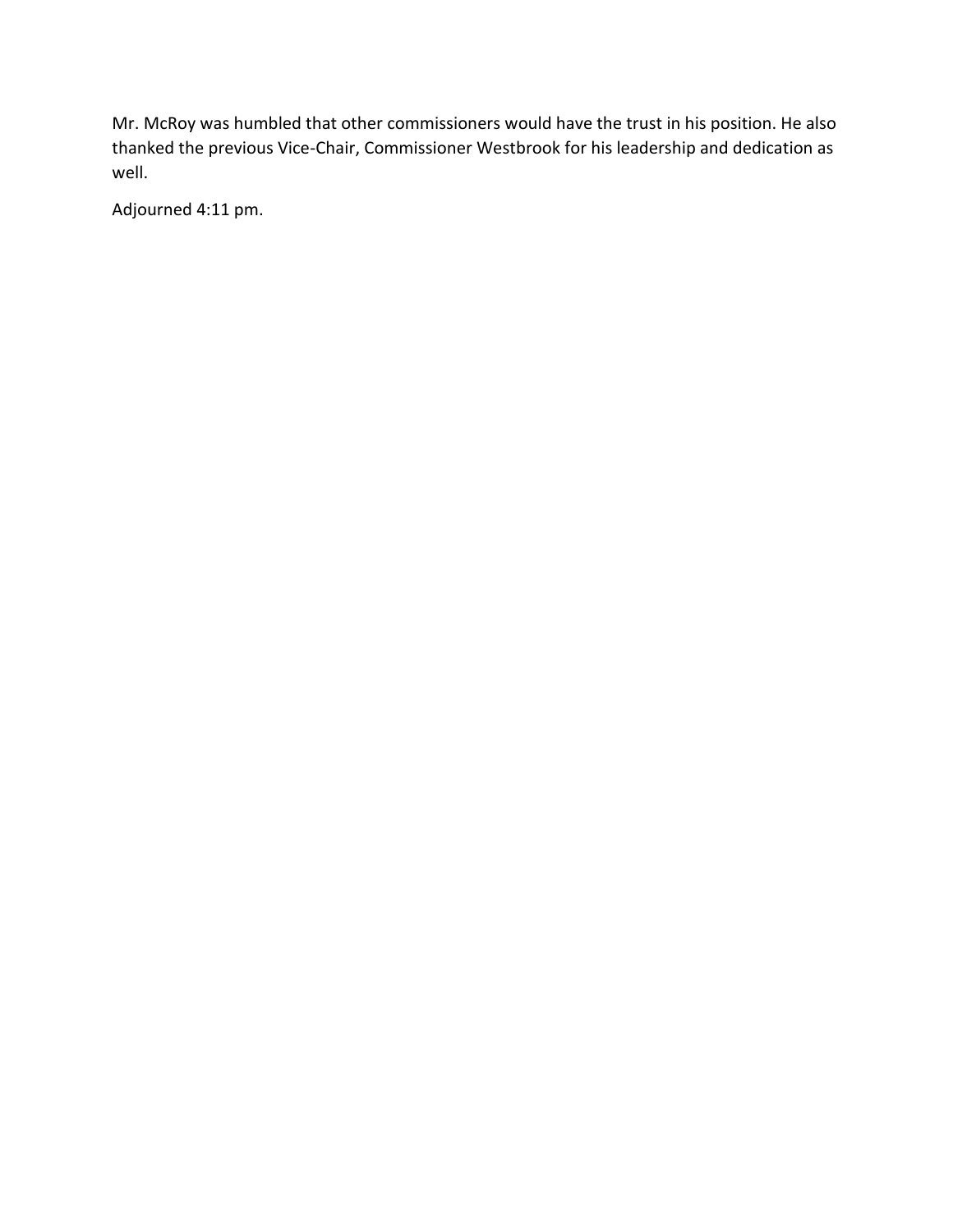Mr. McRoy was humbled that other commissioners would have the trust in his position. He also thanked the previous Vice-Chair, Commissioner Westbrook for his leadership and dedication as well.

Adjourned 4:11 pm.